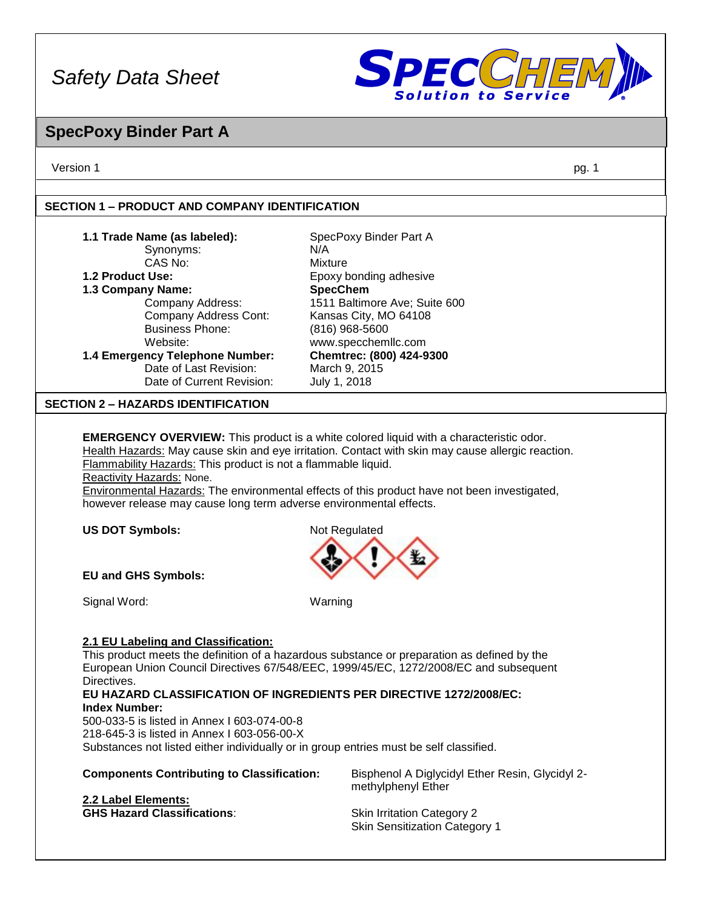# Safety Data Sheet

## SpecPoxy Binder Part A

Version 1

### SECTION 1 – PRODUCT AND COMPANY IDENTIFICATION

| | |
|---|---|
| **1.1 Trade Name (as labeled):** | SpecPoxy Binder Part A |
| Synonyms: | N/A |
| CAS No: | Mixture |
| **1.2 Product Use:** | Epoxy bonding adhesive |
| **1.3 Company Name:** | **SpecChem** |
| Company Address: | 1511 Baltimore Ave; Suite 600 |
| Company Address Cont: | Kansas City, MO 64108 |
| Business Phone: | (816) 968-5600 |
| Website: | www.specchemllc.com |
| **1.4 Emergency Telephone Number:** | **Chemtrec: (800) 424-9300** |
| Date of Last Revision: | March 9, 2015 |
| Date of Current Revision: | July 1, 2018 |

### SECTION 2 – HAZARDS IDENTIFICATION

**EMERGENCY OVERVIEW:** This product is a white colored liquid with a characteristic odor.
Health Hazards: May cause skin and eye irritation. Contact with skin may cause allergic reaction.
Flammability Hazards: This product is not a flammable liquid.
Reactivity Hazards: None.
Environmental Hazards: The environmental effects of this product have not been investigated, however release may cause long term adverse environmental effects.

**US DOT Symbols:** Not Regulated

**EU and GHS Symbols:**

Signal Word: Warning

**2.1 EU Labeling and Classification:**
This product meets the definition of a hazardous substance or preparation as defined by the European Union Council Directives 67/548/EEC, 1999/45/EC, 1272/2008/EC and subsequent Directives.
**EU HAZARD CLASSIFICATION OF INGREDIENTS PER DIRECTIVE 1272/2008/EC:**
**Index Number:**
500-033-5 is listed in Annex I 603-074-00-8
218-645-3 is listed in Annex I 603-056-00-X
Substances not listed either individually or in group entries must be self classified.

**Components Contributing to Classification:** Bisphenol A Diglycidyl Ether Resin, Glycidyl 2-methylphenyl Ether

**2.2 Label Elements:**
**GHS Hazard Classifications**: Skin Irritation Category 2
Skin Sensitization Category 1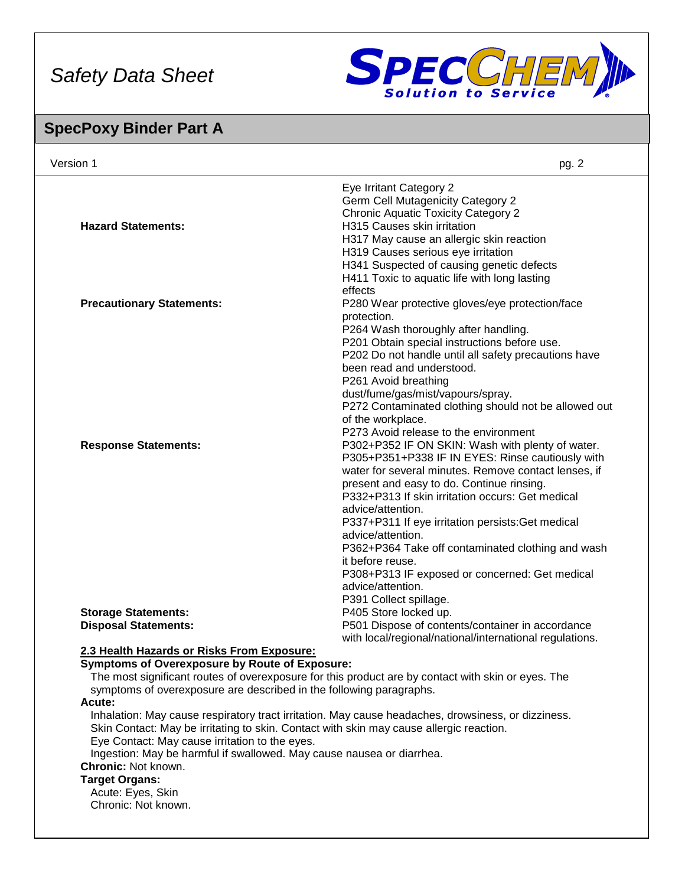| | |
|---|---|
| | Eye Irritant Category 2<br>Germ Cell Mutagenicity Category 2<br>Chronic Aquatic Toxicity Category 2 |
| **Hazard Statements:** | H315 Causes skin irritation<br>H317 May cause an allergic skin reaction<br>H319 Causes serious eye irritation<br>H341 Suspected of causing genetic defects<br>H411 Toxic to aquatic life with long lasting effects |
| **Precautionary Statements:** | P280 Wear protective gloves/eye protection/face protection.<br>P264 Wash thoroughly after handling.<br>P201 Obtain special instructions before use.<br>P202 Do not handle until all safety precautions have been read and understood.<br>P261 Avoid breathing dust/fume/gas/mist/vapours/spray.<br>P272 Contaminated clothing should not be allowed out of the workplace.<br>P273 Avoid release to the environment |
| **Response Statements:** | P302+P352 IF ON SKIN: Wash with plenty of water.<br>P305+P351+P338 IF IN EYES: Rinse cautiously with water for several minutes. Remove contact lenses, if present and easy to do. Continue rinsing.<br>P332+P313 If skin irritation occurs: Get medical advice/attention.<br>P337+P311 If eye irritation persists:Get medical advice/attention.<br>P362+P364 Take off contaminated clothing and wash it before reuse.<br>P308+P313 IF exposed or concerned: Get medical advice/attention.<br>P391 Collect spillage. |
| **Storage Statements:** | P405 Store locked up. |
| **Disposal Statements:** | P501 Dispose of contents/container in accordance with local/regional/national/international regulations. |

**2.3 Health Hazards or Risks From Exposure:**

**Symptoms of Overexposure by Route of Exposure:**

The most significant routes of overexposure for this product are by contact with skin or eyes. The symptoms of overexposure are described in the following paragraphs.

**Acute:**

Inhalation: May cause respiratory tract irritation. May cause headaches, drowsiness, or dizziness.
Skin Contact: May be irritating to skin. Contact with skin may cause allergic reaction.
Eye Contact: May cause irritation to the eyes.
Ingestion: May be harmful if swallowed. May cause nausea or diarrhea.

**Chronic:** Not known.

**Target Organs:**

Acute: Eyes, Skin
Chronic: Not known.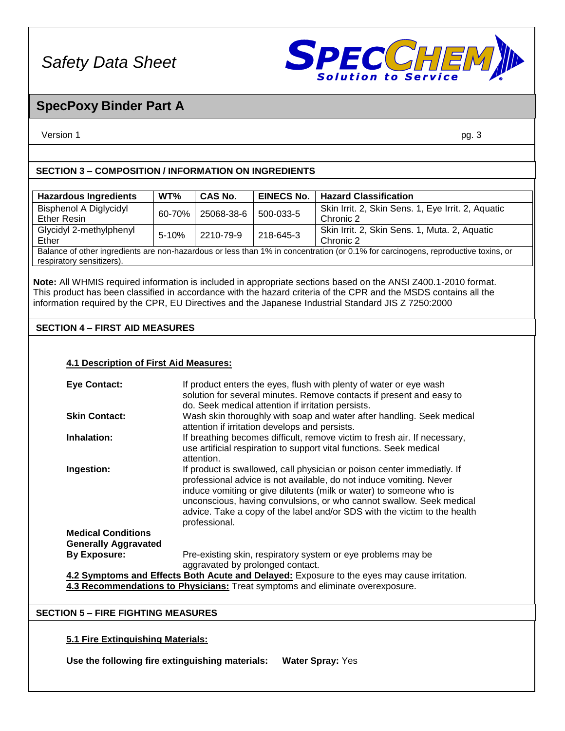## SECTION 3 – COMPOSITION / INFORMATION ON INGREDIENTS

| Hazardous Ingredients | WT% | CAS No. | EINECS No. | Hazard Classification |
|---|---|---|---|---|
| Bisphenol A Diglycidyl Ether Resin | 60-70% | 25068-38-6 | 500-033-5 | Skin Irrit. 2, Skin Sens. 1, Eye Irrit. 2, Aquatic Chronic 2 |
| Glycidyl 2-methylphenyl Ether | 5-10% | 2210-79-9 | 218-645-3 | Skin Irrit. 2, Skin Sens. 1, Muta. 2, Aquatic Chronic 2 |
| Balance of other ingredients are non-hazardous or less than 1% in concentration (or 0.1% for carcinogens, reproductive toxins, or respiratory sensitizers). | | | | |

**Note:** All WHMIS required information is included in appropriate sections based on the ANSI Z400.1-2010 format. This product has been classified in accordance with the hazard criteria of the CPR and the MSDS contains all the information required by the CPR, EU Directives and the Japanese Industrial Standard JIS Z 7250:2000

## SECTION 4 – FIRST AID MEASURES

### 4.1 Description of First Aid Measures:

**Eye Contact:** If product enters the eyes, flush with plenty of water or eye wash solution for several minutes. Remove contacts if present and easy to do. Seek medical attention if irritation persists.

**Skin Contact:** Wash skin thoroughly with soap and water after handling. Seek medical attention if irritation develops and persists.

**Inhalation:** If breathing becomes difficult, remove victim to fresh air. If necessary, use artificial respiration to support vital functions. Seek medical attention.

**Ingestion:** If product is swallowed, call physician or poison center immediately. If professional advice is not available, do not induce vomiting. Never induce vomiting or give dilutents (milk or water) to someone who is unconscious, having convulsions, or who cannot swallow. Seek medical advice. Take a copy of the label and/or SDS with the victim to the health professional.

**Medical Conditions Generally Aggravated By Exposure:** Pre-existing skin, respiratory system or eye problems may be aggravated by prolonged contact.

**4.2 Symptoms and Effects Both Acute and Delayed:** Exposure to the eyes may cause irritation.

**4.3 Recommendations to Physicians:** Treat symptoms and eliminate overexposure.

## SECTION 5 – FIRE FIGHTING MEASURES

### 5.1 Fire Extinguishing Materials:

**Use the following fire extinguishing materials:** **Water Spray:** Yes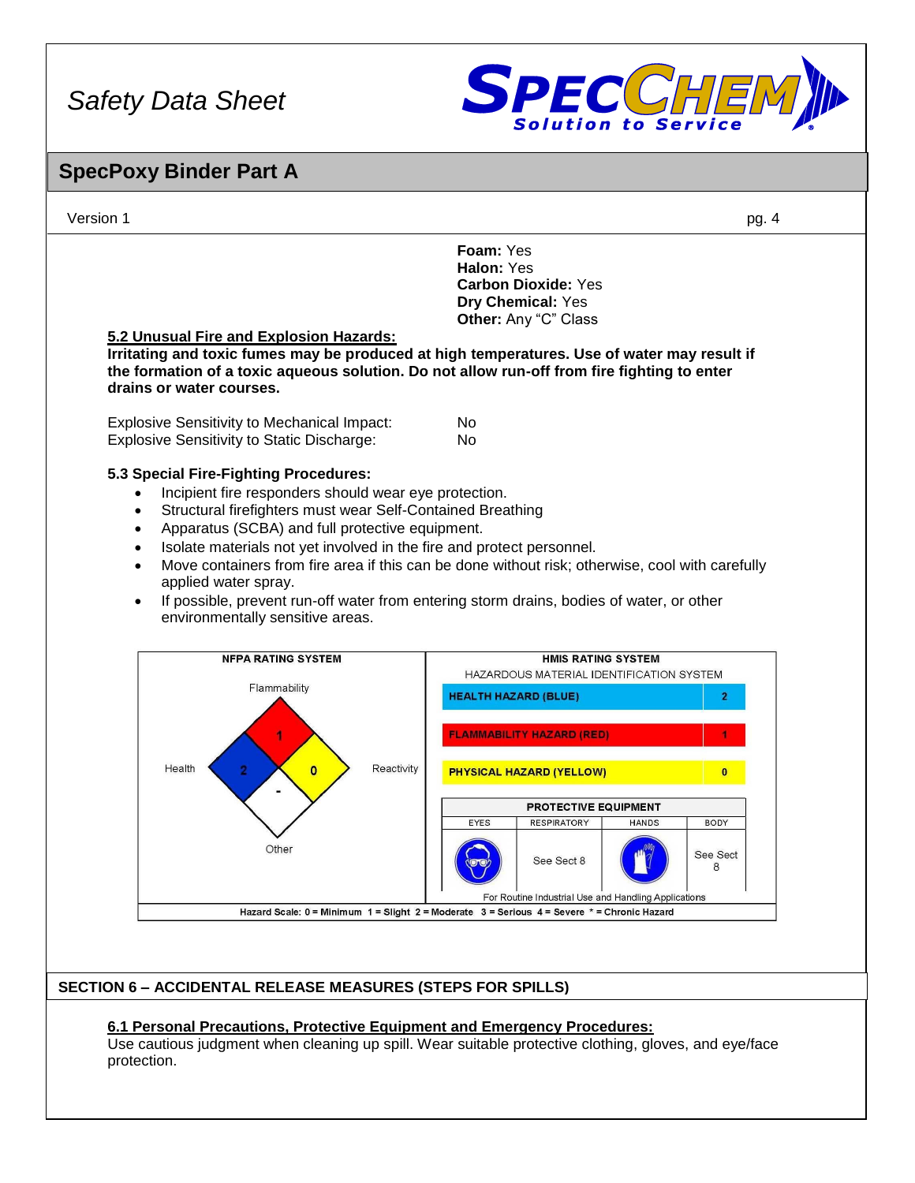**Foam:** Yes
**Halon:** Yes
**Carbon Dioxide:** Yes
**Dry Chemical:** Yes
**Other:** Any "C" Class

**5.2 Unusual Fire and Explosion Hazards:**

**Irritating and toxic fumes may be produced at high temperatures. Use of water may result if the formation of a toxic aqueous solution. Do not allow run-off from fire fighting to enter drains or water courses.**

| | |
|---|---|
| Explosive Sensitivity to Mechanical Impact: | No |
| Explosive Sensitivity to Static Discharge: | No |

**5.3 Special Fire-Fighting Procedures:**

- Incipient fire responders should wear eye protection.
- Structural firefighters must wear Self-Contained Breathing
- Apparatus (SCBA) and full protective equipment.
- Isolate materials not yet involved in the fire and protect personnel.
- Move containers from fire area if this can be done without risk; otherwise, cool with carefully applied water spray.
- If possible, prevent run-off water from entering storm drains, bodies of water, or other environmentally sensitive areas.

**NFPA RATING SYSTEM**

| Flammability | Health | Reactivity | Other |
|---|---|---|---|
| 1 | 2 | 0 | - |

**HMIS RATING SYSTEM**

HAZARDOUS MATERIAL IDENTIFICATION SYSTEM

| Hazard | Rating |
|---|---|
| HEALTH HAZARD (BLUE) | 2 |
| FLAMMABILITY HAZARD (RED) | 1 |
| PHYSICAL HAZARD (YELLOW) | 0 |

**PROTECTIVE EQUIPMENT**

| EYES | RESPIRATORY | HANDS | BODY |
|---|---|---|---|
| | See Sect 8 | | See Sect 8 |

For Routine Industrial Use and Handling Applications

Hazard Scale: 0 = Minimum 1 = Slight 2 = Moderate 3 = Serious 4 = Severe * = Chronic Hazard

## SECTION 6 – ACCIDENTAL RELEASE MEASURES (STEPS FOR SPILLS)

**6.1 Personal Precautions, Protective Equipment and Emergency Procedures:**

Use cautious judgment when cleaning up spill. Wear suitable protective clothing, gloves, and eye/face protection.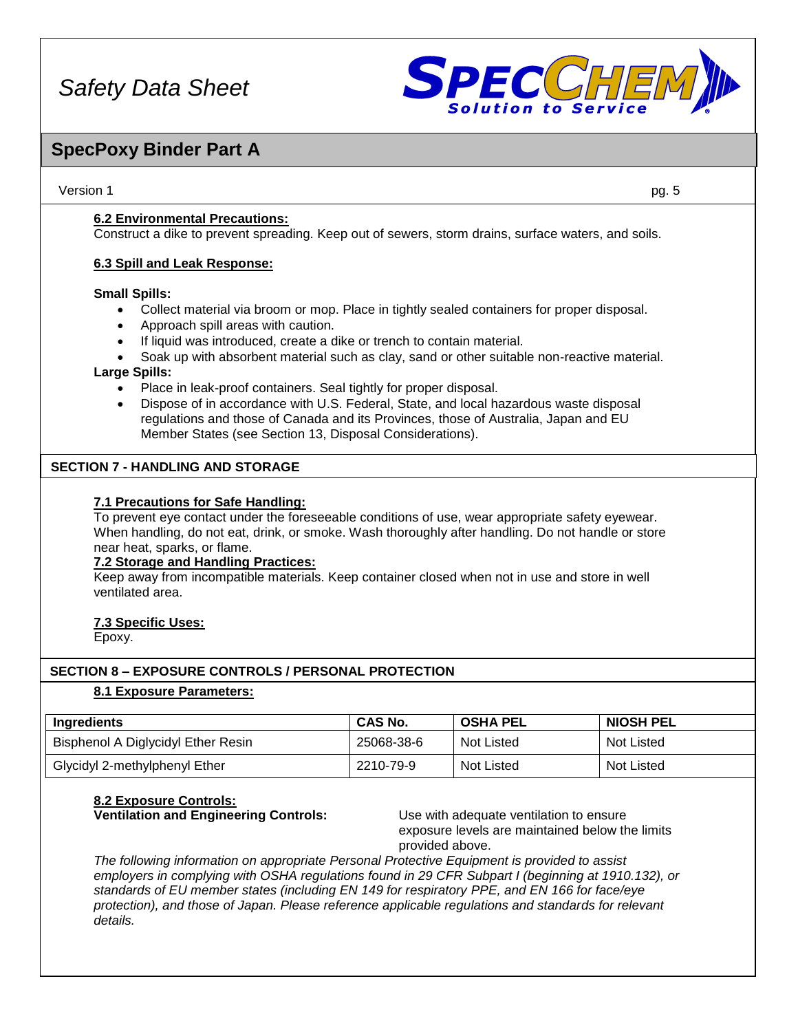**6.2 Environmental Precautions:**
Construct a dike to prevent spreading. Keep out of sewers, storm drains, surface waters, and soils.

**6.3 Spill and Leak Response:**

**Small Spills:**

- Collect material via broom or mop. Place in tightly sealed containers for proper disposal.
- Approach spill areas with caution.
- If liquid was introduced, create a dike or trench to contain material.
- Soak up with absorbent material such as clay, sand or other suitable non-reactive material.

**Large Spills:**

- Place in leak-proof containers. Seal tightly for proper disposal.
- Dispose of in accordance with U.S. Federal, State, and local hazardous waste disposal regulations and those of Canada and its Provinces, those of Australia, Japan and EU Member States (see Section 13, Disposal Considerations).

## SECTION 7 - HANDLING AND STORAGE

**7.1 Precautions for Safe Handling:**
To prevent eye contact under the foreseeable conditions of use, wear appropriate safety eyewear. When handling, do not eat, drink, or smoke. Wash thoroughly after handling. Do not handle or store near heat, sparks, or flame.

**7.2 Storage and Handling Practices:**
Keep away from incompatible materials. Keep container closed when not in use and store in well ventilated area.

**7.3 Specific Uses:**
Epoxy.

## SECTION 8 – EXPOSURE CONTROLS / PERSONAL PROTECTION

**8.1 Exposure Parameters:**

| Ingredients | CAS No. | OSHA PEL | NIOSH PEL |
|---|---|---|---|
| Bisphenol A Diglycidyl Ether Resin | 25068-38-6 | Not Listed | Not Listed |
| Glycidyl 2-methylphenyl Ether | 2210-79-9 | Not Listed | Not Listed |

**8.2 Exposure Controls:**

**Ventilation and Engineering Controls:** Use with adequate ventilation to ensure exposure levels are maintained below the limits provided above.

*The following information on appropriate Personal Protective Equipment is provided to assist employers in complying with OSHA regulations found in 29 CFR Subpart I (beginning at 1910.132), or standards of EU member states (including EN 149 for respiratory PPE, and EN 166 for face/eye protection), and those of Japan. Please reference applicable regulations and standards for relevant details.*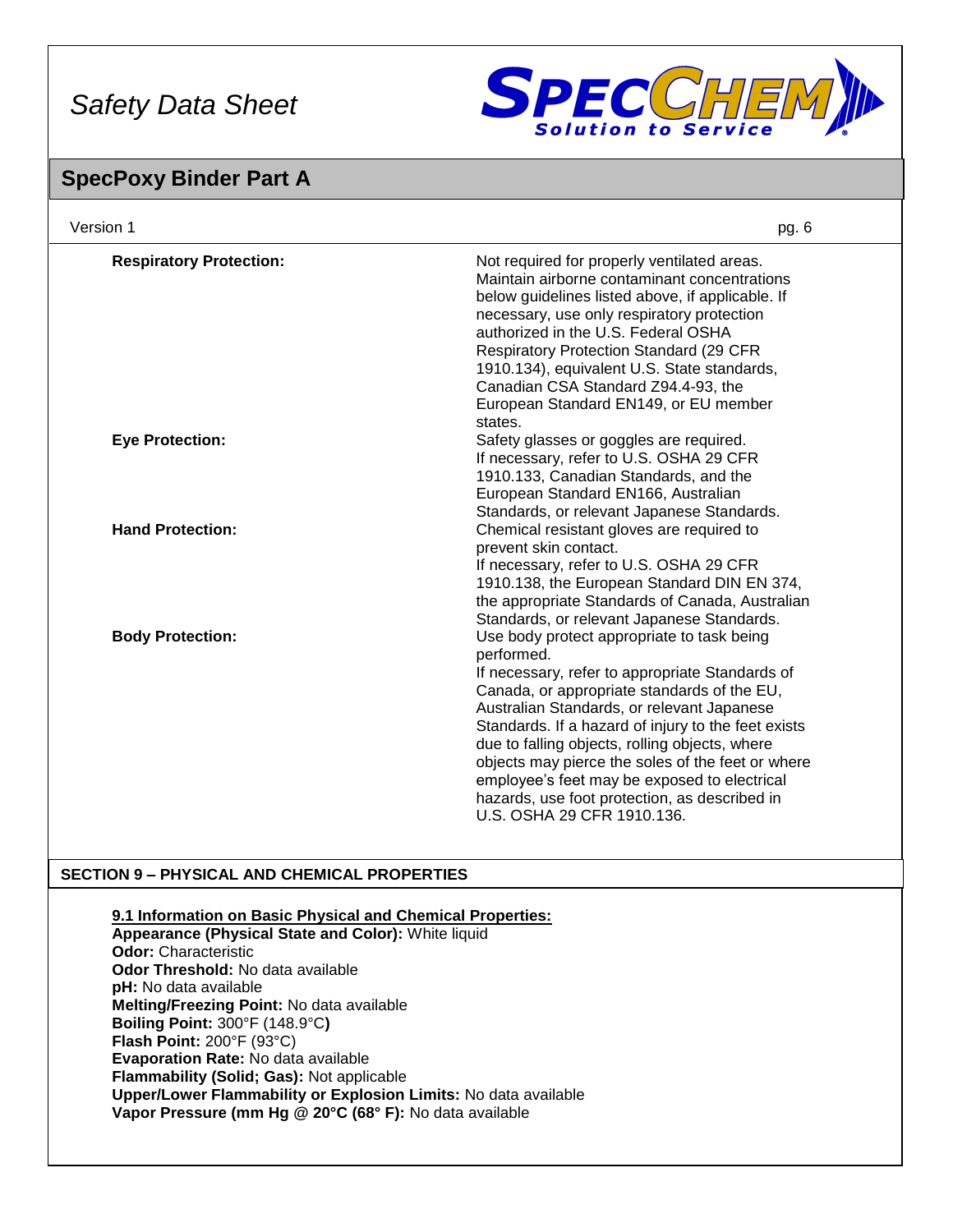| | |
|---|---|
| **Respiratory Protection:** | Not required for properly ventilated areas. Maintain airborne contaminant concentrations below guidelines listed above, if applicable. If necessary, use only respiratory protection authorized in the U.S. Federal OSHA Respiratory Protection Standard (29 CFR 1910.134), equivalent U.S. State standards, Canadian CSA Standard Z94.4-93, the European Standard EN149, or EU member states. |
| **Eye Protection:** | Safety glasses or goggles are required. If necessary, refer to U.S. OSHA 29 CFR 1910.133, Canadian Standards, and the European Standard EN166, Australian Standards, or relevant Japanese Standards. |
| **Hand Protection:** | Chemical resistant gloves are required to prevent skin contact. If necessary, refer to U.S. OSHA 29 CFR 1910.138, the European Standard DIN EN 374, the appropriate Standards of Canada, Australian Standards, or relevant Japanese Standards. |
| **Body Protection:** | Use body protect appropriate to task being performed. If necessary, refer to appropriate Standards of Canada, or appropriate standards of the EU, Australian Standards, or relevant Japanese Standards. If a hazard of injury to the feet exists due to falling objects, rolling objects, where objects may pierce the soles of the feet or where employee's feet may be exposed to electrical hazards, use foot protection, as described in U.S. OSHA 29 CFR 1910.136. |

## SECTION 9 – PHYSICAL AND CHEMICAL PROPERTIES

**9.1 Information on Basic Physical and Chemical Properties:**

**Appearance (Physical State and Color):** White liquid
**Odor:** Characteristic
**Odor Threshold:** No data available
**pH:** No data available
**Melting/Freezing Point:** No data available
**Boiling Point:** 300°F (148.9°C)
**Flash Point:** 200°F (93°C)
**Evaporation Rate:** No data available
**Flammability (Solid; Gas):** Not applicable
**Upper/Lower Flammability or Explosion Limits:** No data available
**Vapor Pressure (mm Hg @ 20°C (68° F):** No data available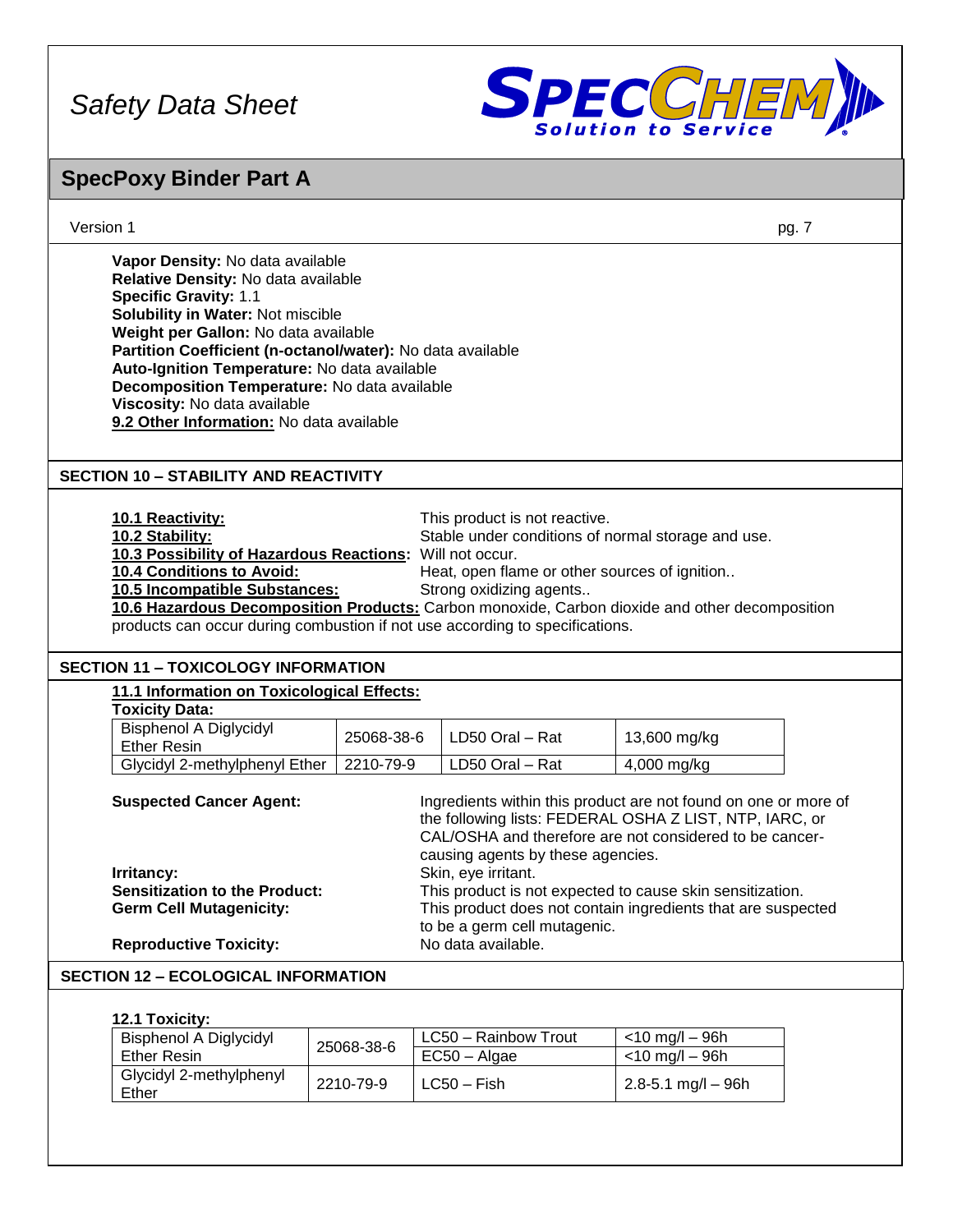**Vapor Density:** No data available
**Relative Density:** No data available
**Specific Gravity:** 1.1
**Solubility in Water:** Not miscible
**Weight per Gallon:** No data available
**Partition Coefficient (n-octanol/water):** No data available
**Auto-Ignition Temperature:** No data available
**Decomposition Temperature:** No data available
**Viscosity:** No data available
**9.2 Other Information:** No data available

## SECTION 10 – STABILITY AND REACTIVITY

**10.1 Reactivity:** This product is not reactive.
**10.2 Stability:** Stable under conditions of normal storage and use.
**10.3 Possibility of Hazardous Reactions:** Will not occur.
**10.4 Conditions to Avoid:** Heat, open flame or other sources of ignition..
**10.5 Incompatible Substances:** Strong oxidizing agents..
**10.6 Hazardous Decomposition Products:** Carbon monoxide, Carbon dioxide and other decomposition products can occur during combustion if not use according to specifications.

## SECTION 11 – TOXICOLOGY INFORMATION

**11.1 Information on Toxicological Effects:**
**Toxicity Data:**

| | | | |
|---|---|---|---|
| Bisphenol A Diglycidyl Ether Resin | 25068-38-6 | LD50 Oral – Rat | 13,600 mg/kg |
| Glycidyl 2-methylphenyl Ether | 2210-79-9 | LD50 Oral – Rat | 4,000 mg/kg |

**Suspected Cancer Agent:** Ingredients within this product are not found on one or more of the following lists: FEDERAL OSHA Z LIST, NTP, IARC, or CAL/OSHA and therefore are not considered to be cancer-causing agents by these agencies.
**Irritancy:** Skin, eye irritant.
**Sensitization to the Product:** This product is not expected to cause skin sensitization.
**Germ Cell Mutagenicity:** This product does not contain ingredients that are suspected to be a germ cell mutagenic.
**Reproductive Toxicity:** No data available.

## SECTION 12 – ECOLOGICAL INFORMATION

**12.1 Toxicity:**

| | | | |
|---|---|---|---|
| Bisphenol A Diglycidyl Ether Resin | 25068-38-6 | LC50 – Rainbow Trout | <10 mg/l – 96h |
| | | EC50 – Algae | <10 mg/l – 96h |
| Glycidyl 2-methylphenyl Ether | 2210-79-9 | LC50 – Fish | 2.8-5.1 mg/l – 96h |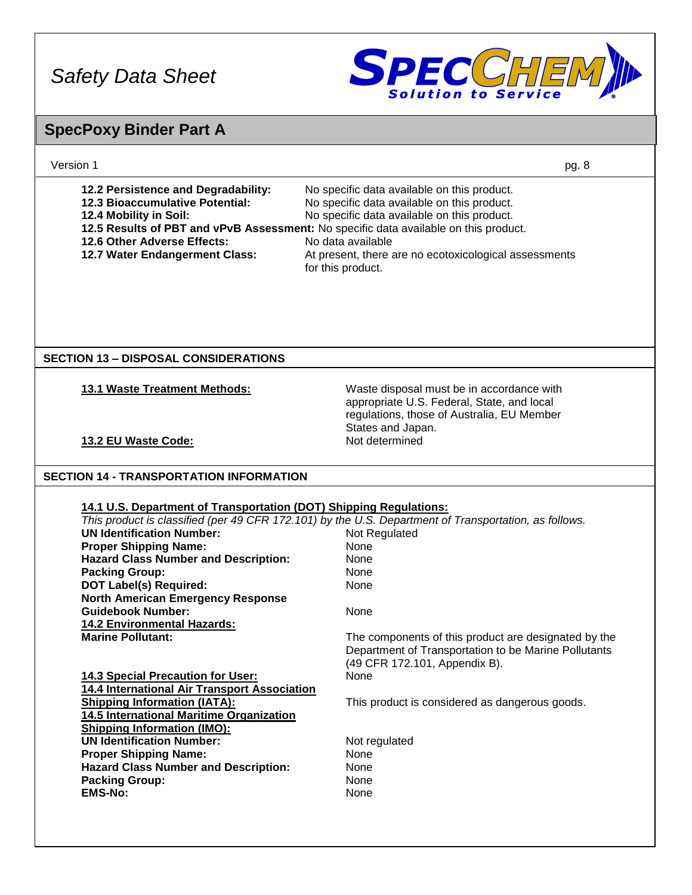**12.2 Persistence and Degradability:** No specific data available on this product.
**12.3 Bioaccumulative Potential:** No specific data available on this product.
**12.4 Mobility in Soil:** No specific data available on this product.
**12.5 Results of PBT and vPvB Assessment:** No specific data available on this product.
**12.6 Other Adverse Effects:** No data available
**12.7 Water Endangerment Class:** At present, there are no ecotoxicological assessments for this product.

## SECTION 13 – DISPOSAL CONSIDERATIONS

**13.1 Waste Treatment Methods:** Waste disposal must be in accordance with appropriate U.S. Federal, State, and local regulations, those of Australia, EU Member States and Japan.

**13.2 EU Waste Code:** Not determined

## SECTION 14 - TRANSPORTATION INFORMATION

**14.1 U.S. Department of Transportation (DOT) Shipping Regulations:**

*This product is classified (per 49 CFR 172.101) by the U.S. Department of Transportation, as follows.*

**UN Identification Number:** Not Regulated
**Proper Shipping Name:** None
**Hazard Class Number and Description:** None
**Packing Group:** None
**DOT Label(s) Required:** None
**North American Emergency Response Guidebook Number:** None

**14.2 Environmental Hazards:**

**Marine Pollutant:** The components of this product are designated by the Department of Transportation to be Marine Pollutants (49 CFR 172.101, Appendix B).

**14.3 Special Precaution for User:** None

**14.4 International Air Transport Association Shipping Information (IATA):** This product is considered as dangerous goods.

**14.5 International Maritime Organization Shipping Information (IMO):**

**UN Identification Number:** Not regulated
**Proper Shipping Name:** None
**Hazard Class Number and Description:** None
**Packing Group:** None
**EMS-No:** None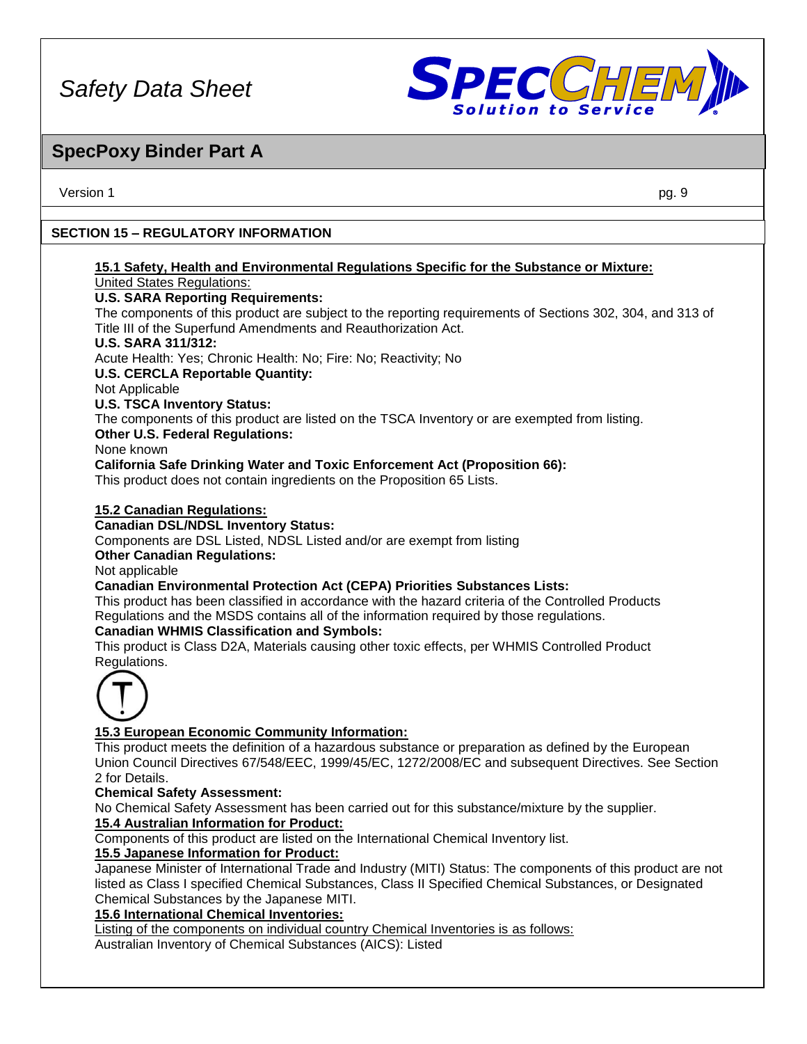## SECTION 15 – REGULATORY INFORMATION

**15.1 Safety, Health and Environmental Regulations Specific for the Substance or Mixture:**

United States Regulations:

**U.S. SARA Reporting Requirements:**

The components of this product are subject to the reporting requirements of Sections 302, 304, and 313 of Title III of the Superfund Amendments and Reauthorization Act.

**U.S. SARA 311/312:**

Acute Health: Yes; Chronic Health: No; Fire: No; Reactivity; No

**U.S. CERCLA Reportable Quantity:**

Not Applicable

**U.S. TSCA Inventory Status:**

The components of this product are listed on the TSCA Inventory or are exempted from listing.

**Other U.S. Federal Regulations:**

None known

**California Safe Drinking Water and Toxic Enforcement Act (Proposition 66):**

This product does not contain ingredients on the Proposition 65 Lists.

**15.2 Canadian Regulations:**

**Canadian DSL/NDSL Inventory Status:**

Components are DSL Listed, NDSL Listed and/or are exempt from listing

**Other Canadian Regulations:**

Not applicable

**Canadian Environmental Protection Act (CEPA) Priorities Substances Lists:**

This product has been classified in accordance with the hazard criteria of the Controlled Products Regulations and the MSDS contains all of the information required by those regulations.

**Canadian WHMIS Classification and Symbols:**

This product is Class D2A, Materials causing other toxic effects, per WHMIS Controlled Product Regulations.

**15.3 European Economic Community Information:**

This product meets the definition of a hazardous substance or preparation as defined by the European Union Council Directives 67/548/EEC, 1999/45/EC, 1272/2008/EC and subsequent Directives. See Section 2 for Details.

**Chemical Safety Assessment:**

No Chemical Safety Assessment has been carried out for this substance/mixture by the supplier.

**15.4 Australian Information for Product:**

Components of this product are listed on the International Chemical Inventory list.

**15.5 Japanese Information for Product:**

Japanese Minister of International Trade and Industry (MITI) Status: The components of this product are not listed as Class I specified Chemical Substances, Class II Specified Chemical Substances, or Designated Chemical Substances by the Japanese MITI.

**15.6 International Chemical Inventories:**

Listing of the components on individual country Chemical Inventories is as follows:

Australian Inventory of Chemical Substances (AICS): Listed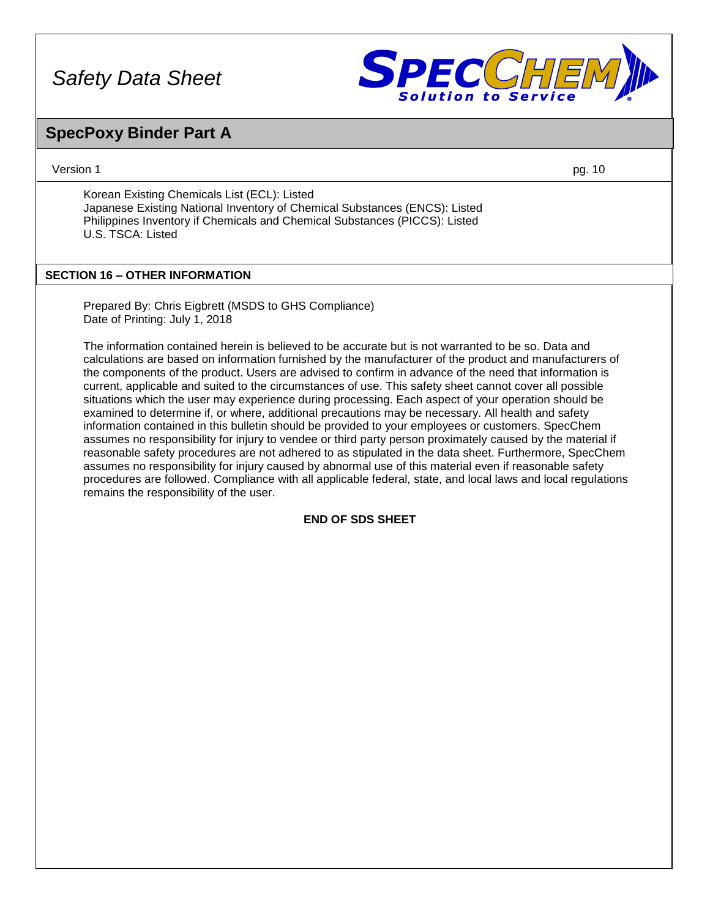Korean Existing Chemicals List (ECL): Listed
Japanese Existing National Inventory of Chemical Substances (ENCS): Listed
Philippines Inventory if Chemicals and Chemical Substances (PICCS): Listed
U.S. TSCA: Listed

## SECTION 16 – OTHER INFORMATION

Prepared By: Chris Eigbrett (MSDS to GHS Compliance)
Date of Printing: July 1, 2018

The information contained herein is believed to be accurate but is not warranted to be so. Data and calculations are based on information furnished by the manufacturer of the product and manufacturers of the components of the product. Users are advised to confirm in advance of the need that information is current, applicable and suited to the circumstances of use. This safety sheet cannot cover all possible situations which the user may experience during processing. Each aspect of your operation should be examined to determine if, or where, additional precautions may be necessary. All health and safety information contained in this bulletin should be provided to your employees or customers. SpecChem assumes no responsibility for injury to vendee or third party person proximately caused by the material if reasonable safety procedures are not adhered to as stipulated in the data sheet. Furthermore, SpecChem assumes no responsibility for injury caused by abnormal use of this material even if reasonable safety procedures are followed. Compliance with all applicable federal, state, and local laws and local regulations remains the responsibility of the user.

**END OF SDS SHEET**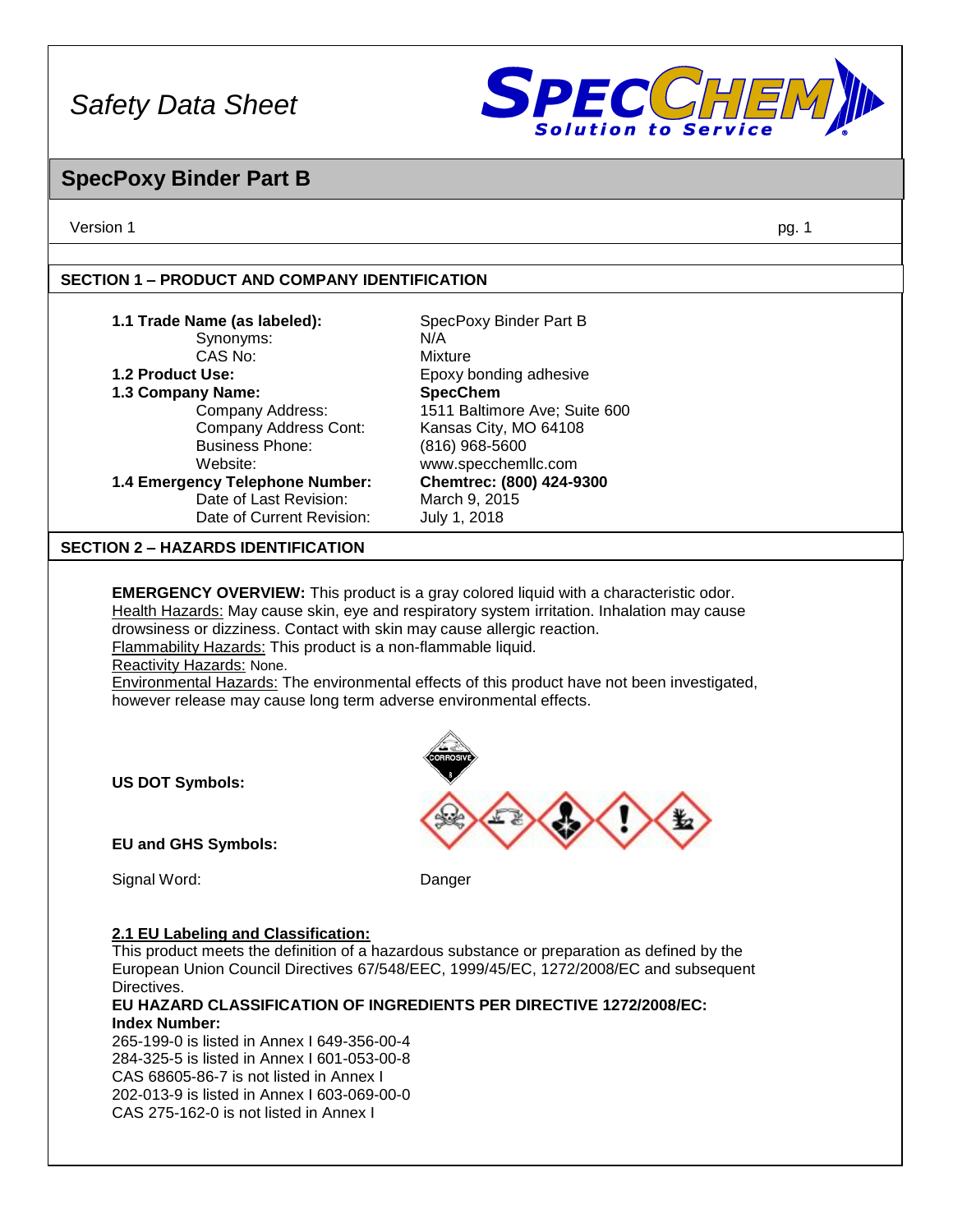# Safety Data Sheet

## SpecPoxy Binder Part B

Version 1

### SECTION 1 – PRODUCT AND COMPANY IDENTIFICATION

| | |
|---|---|
| **1.1 Trade Name (as labeled):** | SpecPoxy Binder Part B |
| Synonyms: | N/A |
| CAS No: | Mixture |
| **1.2 Product Use:** | Epoxy bonding adhesive |
| **1.3 Company Name:** | **SpecChem** |
| Company Address: | 1511 Baltimore Ave; Suite 600 |
| Company Address Cont: | Kansas City, MO 64108 |
| Business Phone: | (816) 968-5600 |
| Website: | www.specchemllc.com |
| **1.4 Emergency Telephone Number:** | **Chemtrec: (800) 424-9300** |
| Date of Last Revision: | March 9, 2015 |
| Date of Current Revision: | July 1, 2018 |

### SECTION 2 – HAZARDS IDENTIFICATION

**EMERGENCY OVERVIEW:** This product is a gray colored liquid with a characteristic odor.
Health Hazards: May cause skin, eye and respiratory system irritation. Inhalation may cause drowsiness or dizziness. Contact with skin may cause allergic reaction.
Flammability Hazards: This product is a non-flammable liquid.
Reactivity Hazards: None.
Environmental Hazards: The environmental effects of this product have not been investigated, however release may cause long term adverse environmental effects.

**US DOT Symbols:**

**EU and GHS Symbols:**

Signal Word: Danger

**2.1 EU Labeling and Classification:**
This product meets the definition of a hazardous substance or preparation as defined by the European Union Council Directives 67/548/EEC, 1999/45/EC, 1272/2008/EC and subsequent Directives.
**EU HAZARD CLASSIFICATION OF INGREDIENTS PER DIRECTIVE 1272/2008/EC:**
**Index Number:**
265-199-0 is listed in Annex I 649-356-00-4
284-325-5 is listed in Annex I 601-053-00-8
CAS 68605-86-7 is not listed in Annex I
202-013-9 is listed in Annex I 603-069-00-0
CAS 275-162-0 is not listed in Annex I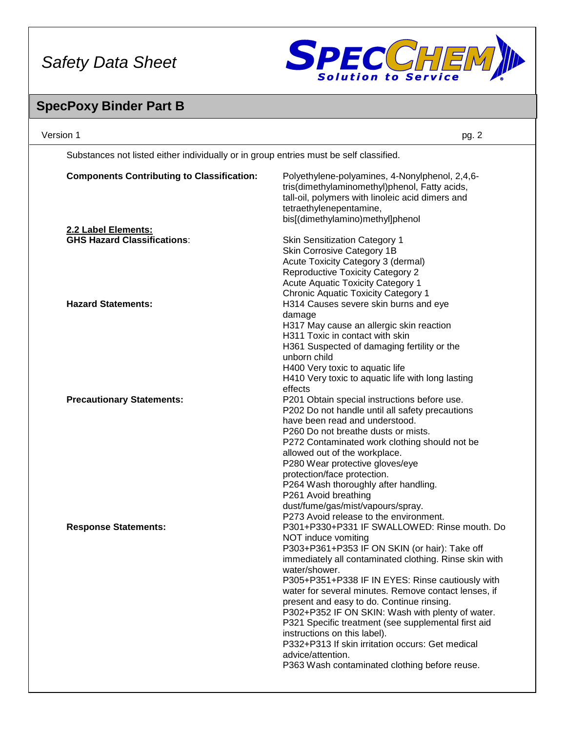Substances not listed either individually or in group entries must be self classified.

**Components Contributing to Classification:** Polyethylene-polyamines, 4-Nonylphenol, 2,4,6-tris(dimethylaminomethyl)phenol, Fatty acids, tall-oil, polymers with linoleic acid dimers and tetraethylenepentamine, bis[(dimethylamino)methyl]phenol

**2.2 Label Elements:**

**GHS Hazard Classifications**:

- Skin Sensitization Category 1
- Skin Corrosive Category 1B
- Acute Toxicity Category 3 (dermal)
- Reproductive Toxicity Category 2
- Acute Aquatic Toxicity Category 1
- Chronic Aquatic Toxicity Category 1

**Hazard Statements:**

- H314 Causes severe skin burns and eye damage
- H317 May cause an allergic skin reaction
- H311 Toxic in contact with skin
- H361 Suspected of damaging fertility or the unborn child
- H400 Very toxic to aquatic life
- H410 Very toxic to aquatic life with long lasting effects

**Precautionary Statements:**

- P201 Obtain special instructions before use.
- P202 Do not handle until all safety precautions have been read and understood.
- P260 Do not breathe dusts or mists.
- P272 Contaminated work clothing should not be allowed out of the workplace.
- P280 Wear protective gloves/eye protection/face protection.
- P264 Wash thoroughly after handling.
- P261 Avoid breathing dust/fume/gas/mist/vapours/spray.
- P273 Avoid release to the environment.

**Response Statements:**

- P301+P330+P331 IF SWALLOWED: Rinse mouth. Do NOT induce vomiting
- P303+P361+P353 IF ON SKIN (or hair): Take off immediately all contaminated clothing. Rinse skin with water/shower.
- P305+P351+P338 IF IN EYES: Rinse cautiously with water for several minutes. Remove contact lenses, if present and easy to do. Continue rinsing.
- P302+P352 IF ON SKIN: Wash with plenty of water.
- P321 Specific treatment (see supplemental first aid instructions on this label).
- P332+P313 If skin irritation occurs: Get medical advice/attention.
- P363 Wash contaminated clothing before reuse.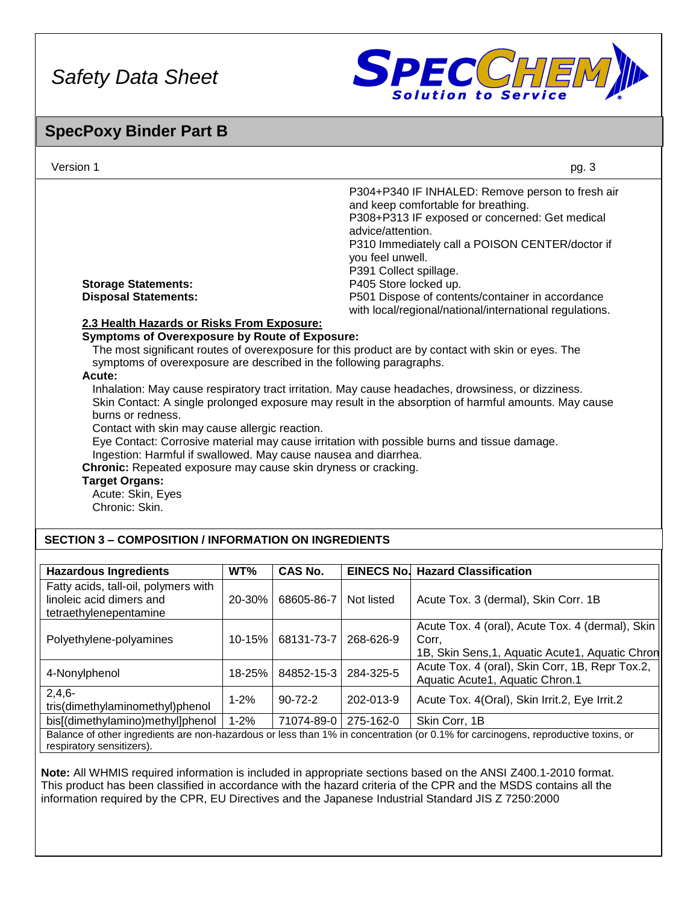P304+P340 IF INHALED: Remove person to fresh air and keep comfortable for breathing.
P308+P313 IF exposed or concerned: Get medical advice/attention.
P310 Immediately call a POISON CENTER/doctor if you feel unwell.
P391 Collect spillage.

**Storage Statements:** P405 Store locked up.

**Disposal Statements:** P501 Dispose of contents/container in accordance with local/regional/national/international regulations.

**2.3 Health Hazards or Risks From Exposure:**

**Symptoms of Overexposure by Route of Exposure:**

The most significant routes of overexposure for this product are by contact with skin or eyes. The symptoms of overexposure are described in the following paragraphs.

**Acute:**

Inhalation: May cause respiratory tract irritation. May cause headaches, drowsiness, or dizziness.
Skin Contact: A single prolonged exposure may result in the absorption of harmful amounts. May cause burns or redness.
Contact with skin may cause allergic reaction.
Eye Contact: Corrosive material may cause irritation with possible burns and tissue damage.
Ingestion: Harmful if swallowed. May cause nausea and diarrhea.

**Chronic:** Repeated exposure may cause skin dryness or cracking.

**Target Organs:**

Acute: Skin, Eyes
Chronic: Skin.

## SECTION 3 – COMPOSITION / INFORMATION ON INGREDIENTS

| Hazardous Ingredients | WT% | CAS No. | EINECS No. | Hazard Classification |
|---|---|---|---|---|
| Fatty acids, tall-oil, polymers with linoleic acid dimers and tetraethylenepentamine | 20-30% | 68605-86-7 | Not listed | Acute Tox. 3 (dermal), Skin Corr. 1B |
| Polyethylene-polyamines | 10-15% | 68131-73-7 | 268-626-9 | Acute Tox. 4 (oral), Acute Tox. 4 (dermal), Skin Corr, 1B, Skin Sens,1, Aquatic Acute1, Aquatic Chron |
| 4-Nonylphenol | 18-25% | 84852-15-3 | 284-325-5 | Acute Tox. 4 (oral), Skin Corr, 1B, Repr Tox.2, Aquatic Acute1, Aquatic Chron.1 |
| 2,4,6-tris(dimethylaminomethyl)phenol | 1-2% | 90-72-2 | 202-013-9 | Acute Tox. 4(Oral), Skin Irrit.2, Eye Irrit.2 |
| bis[(dimethylamino)methyl]phenol | 1-2% | 71074-89-0 | 275-162-0 | Skin Corr, 1B |
| Balance of other ingredients are non-hazardous or less than 1% in concentration (or 0.1% for carcinogens, reproductive toxins, or respiratory sensitizers). | | | | |

**Note:** All WHMIS required information is included in appropriate sections based on the ANSI Z400.1-2010 format. This product has been classified in accordance with the hazard criteria of the CPR and the MSDS contains all the information required by the CPR, EU Directives and the Japanese Industrial Standard JIS Z 7250:2000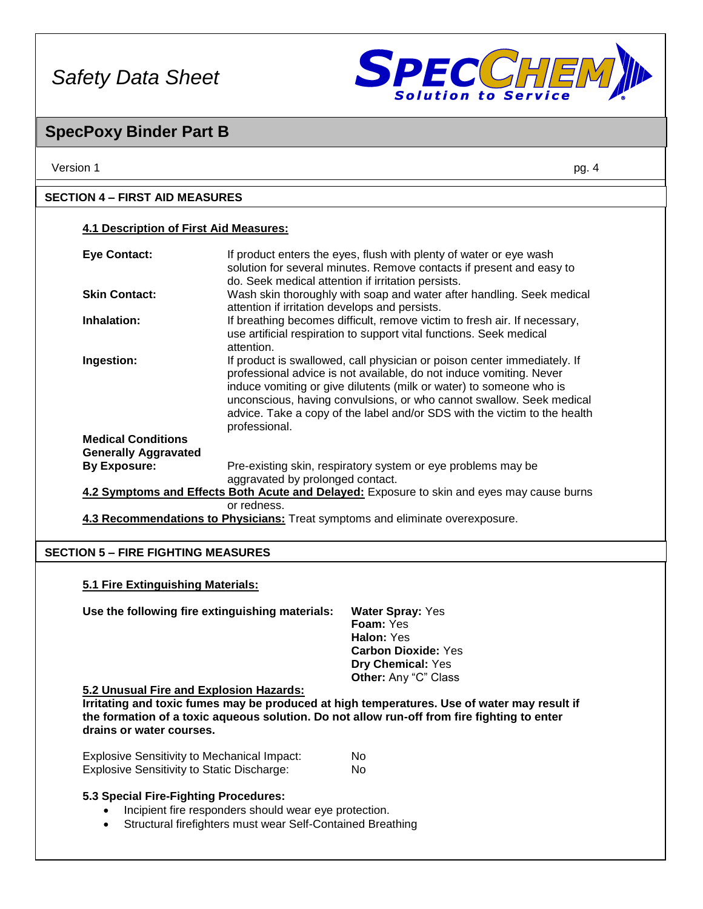## SECTION 4 – FIRST AID MEASURES

### 4.1 Description of First Aid Measures:

**Eye Contact:** If product enters the eyes, flush with plenty of water or eye wash solution for several minutes. Remove contacts if present and easy to do. Seek medical attention if irritation persists.

**Skin Contact:** Wash skin thoroughly with soap and water after handling. Seek medical attention if irritation develops and persists.

**Inhalation:** If breathing becomes difficult, remove victim to fresh air. If necessary, use artificial respiration to support vital functions. Seek medical attention.

**Ingestion:** If product is swallowed, call physician or poison center immediately. If professional advice is not available, do not induce vomiting. Never induce vomiting or give dilutents (milk or water) to someone who is unconscious, having convulsions, or who cannot swallow. Seek medical advice. Take a copy of the label and/or SDS with the victim to the health professional.

**Medical Conditions Generally Aggravated By Exposure:** Pre-existing skin, respiratory system or eye problems may be aggravated by prolonged contact.

**4.2 Symptoms and Effects Both Acute and Delayed:** Exposure to skin and eyes may cause burns or redness.

**4.3 Recommendations to Physicians:** Treat symptoms and eliminate overexposure.

## SECTION 5 – FIRE FIGHTING MEASURES

### 5.1 Fire Extinguishing Materials:

**Use the following fire extinguishing materials:**

- **Water Spray:** Yes
- **Foam:** Yes
- **Halon:** Yes
- **Carbon Dioxide:** Yes
- **Dry Chemical:** Yes
- **Other:** Any "C" Class

### 5.2 Unusual Fire and Explosion Hazards:

**Irritating and toxic fumes may be produced at high temperatures. Use of water may result if the formation of a toxic aqueous solution. Do not allow run-off from fire fighting to enter drains or water courses.**

| | |
|---|---|
| Explosive Sensitivity to Mechanical Impact: | No |
| Explosive Sensitivity to Static Discharge: | No |

### 5.3 Special Fire-Fighting Procedures:

- Incipient fire responders should wear eye protection.
- Structural firefighters must wear Self-Contained Breathing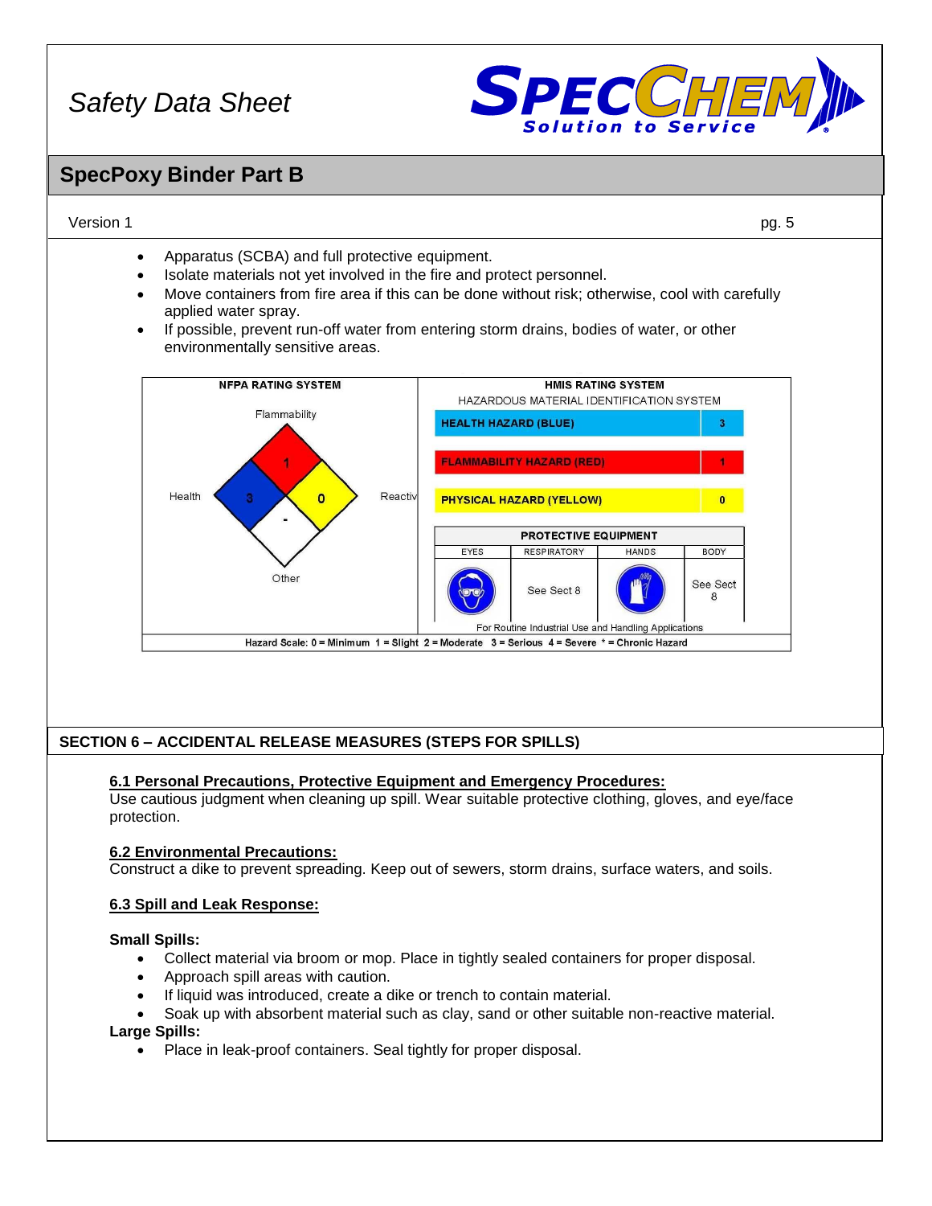- Apparatus (SCBA) and full protective equipment.
- Isolate materials not yet involved in the fire and protect personnel.
- Move containers from fire area if this can be done without risk; otherwise, cool with carefully applied water spray.
- If possible, prevent run-off water from entering storm drains, bodies of water, or other environmentally sensitive areas.

**NFPA RATING SYSTEM**

| Category | Rating |
|---|---|
| Flammability | 1 |
| Health | 3 |
| Reactivity | 0 |
| Other | - |

**HMIS RATING SYSTEM**

HAZARDOUS MATERIAL IDENTIFICATION SYSTEM

| Hazard | Rating |
|---|---|
| HEALTH HAZARD (BLUE) | 3 |
| FLAMMABILITY HAZARD (RED) | 1 |
| PHYSICAL HAZARD (YELLOW) | 0 |

**PROTECTIVE EQUIPMENT**

| EYES | RESPIRATORY | HANDS | BODY |
|---|---|---|---|
| | See Sect 8 | | See Sect 8 |

For Routine Industrial Use and Handling Applications

Hazard Scale: 0 = Minimum 1 = Slight 2 = Moderate 3 = Serious 4 = Severe * = Chronic Hazard

## SECTION 6 – ACCIDENTAL RELEASE MEASURES (STEPS FOR SPILLS)

### 6.1 Personal Precautions, Protective Equipment and Emergency Procedures:

Use cautious judgment when cleaning up spill. Wear suitable protective clothing, gloves, and eye/face protection.

### 6.2 Environmental Precautions:

Construct a dike to prevent spreading. Keep out of sewers, storm drains, surface waters, and soils.

### 6.3 Spill and Leak Response:

**Small Spills:**

- Collect material via broom or mop. Place in tightly sealed containers for proper disposal.
- Approach spill areas with caution.
- If liquid was introduced, create a dike or trench to contain material.
- Soak up with absorbent material such as clay, sand or other suitable non-reactive material.

**Large Spills:**

- Place in leak-proof containers. Seal tightly for proper disposal.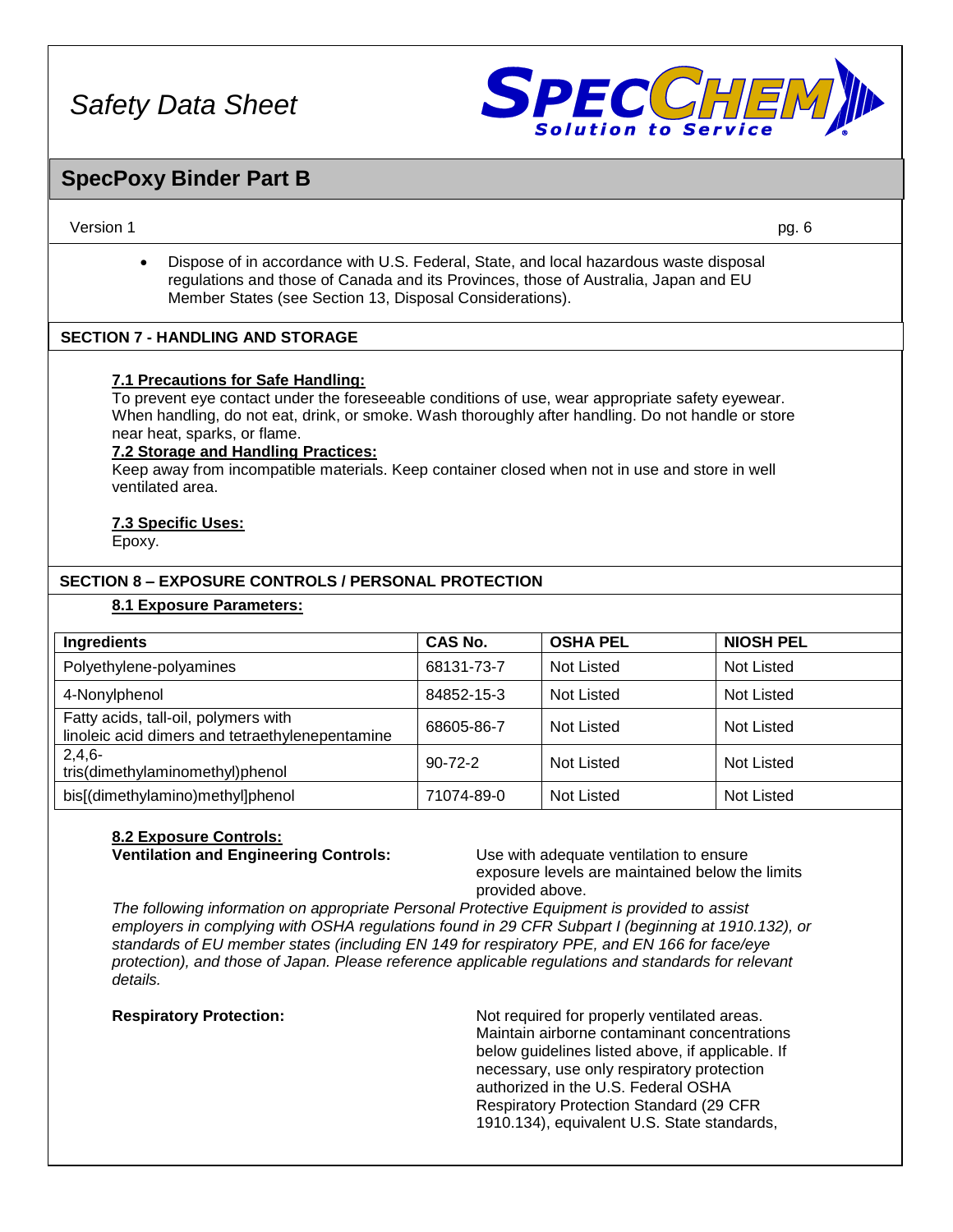- Dispose of in accordance with U.S. Federal, State, and local hazardous waste disposal regulations and those of Canada and its Provinces, those of Australia, Japan and EU Member States (see Section 13, Disposal Considerations).

## SECTION 7 - HANDLING AND STORAGE

**7.1 Precautions for Safe Handling:**
To prevent eye contact under the foreseeable conditions of use, wear appropriate safety eyewear. When handling, do not eat, drink, or smoke. Wash thoroughly after handling. Do not handle or store near heat, sparks, or flame.

**7.2 Storage and Handling Practices:**
Keep away from incompatible materials. Keep container closed when not in use and store in well ventilated area.

**7.3 Specific Uses:**
Epoxy.

## SECTION 8 – EXPOSURE CONTROLS / PERSONAL PROTECTION

**8.1 Exposure Parameters:**

| Ingredients | CAS No. | OSHA PEL | NIOSH PEL |
|---|---|---|---|
| Polyethylene-polyamines | 68131-73-7 | Not Listed | Not Listed |
| 4-Nonylphenol | 84852-15-3 | Not Listed | Not Listed |
| Fatty acids, tall-oil, polymers with linoleic acid dimers and tetraethylenepentamine | 68605-86-7 | Not Listed | Not Listed |
| 2,4,6-tris(dimethylaminomethyl)phenol | 90-72-2 | Not Listed | Not Listed |
| bis[(dimethylamino)methyl]phenol | 71074-89-0 | Not Listed | Not Listed |

**8.2 Exposure Controls:**

**Ventilation and Engineering Controls:** Use with adequate ventilation to ensure exposure levels are maintained below the limits provided above.

*The following information on appropriate Personal Protective Equipment is provided to assist employers in complying with OSHA regulations found in 29 CFR Subpart I (beginning at 1910.132), or standards of EU member states (including EN 149 for respiratory PPE, and EN 166 for face/eye protection), and those of Japan. Please reference applicable regulations and standards for relevant details.*

**Respiratory Protection:** Not required for properly ventilated areas. Maintain airborne contaminant concentrations below guidelines listed above, if applicable. If necessary, use only respiratory protection authorized in the U.S. Federal OSHA Respiratory Protection Standard (29 CFR 1910.134), equivalent U.S. State standards,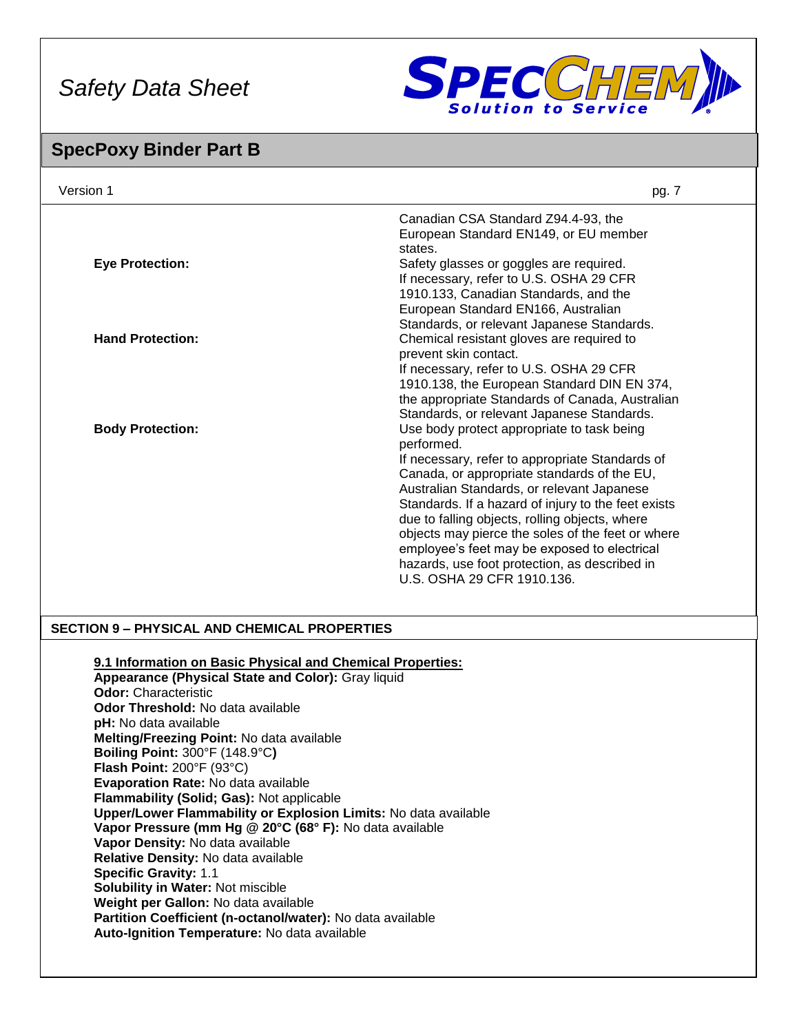| | |
|---|---|
| | Canadian CSA Standard Z94.4-93, the European Standard EN149, or EU member states. |
| **Eye Protection:** | Safety glasses or goggles are required. If necessary, refer to U.S. OSHA 29 CFR 1910.133, Canadian Standards, and the European Standard EN166, Australian Standards, or relevant Japanese Standards. |
| **Hand Protection:** | Chemical resistant gloves are required to prevent skin contact. If necessary, refer to U.S. OSHA 29 CFR 1910.138, the European Standard DIN EN 374, the appropriate Standards of Canada, Australian Standards, or relevant Japanese Standards. |
| **Body Protection:** | Use body protect appropriate to task being performed. If necessary, refer to appropriate Standards of Canada, or appropriate standards of the EU, Australian Standards, or relevant Japanese Standards. If a hazard of injury to the feet exists due to falling objects, rolling objects, where objects may pierce the soles of the feet or where employee's feet may be exposed to electrical hazards, use foot protection, as described in U.S. OSHA 29 CFR 1910.136. |

## SECTION 9 – PHYSICAL AND CHEMICAL PROPERTIES

**9.1 Information on Basic Physical and Chemical Properties:**

**Appearance (Physical State and Color):** Gray liquid
**Odor:** Characteristic
**Odor Threshold:** No data available
**pH:** No data available
**Melting/Freezing Point:** No data available
**Boiling Point:** 300°F (148.9°C**)**
**Flash Point:** 200°F (93°C)
**Evaporation Rate:** No data available
**Flammability (Solid; Gas):** Not applicable
**Upper/Lower Flammability or Explosion Limits:** No data available
**Vapor Pressure (mm Hg @ 20°C (68° F):** No data available
**Vapor Density:** No data available
**Relative Density:** No data available
**Specific Gravity:** 1.1
**Solubility in Water:** Not miscible
**Weight per Gallon:** No data available
**Partition Coefficient (n-octanol/water):** No data available
**Auto-Ignition Temperature:** No data available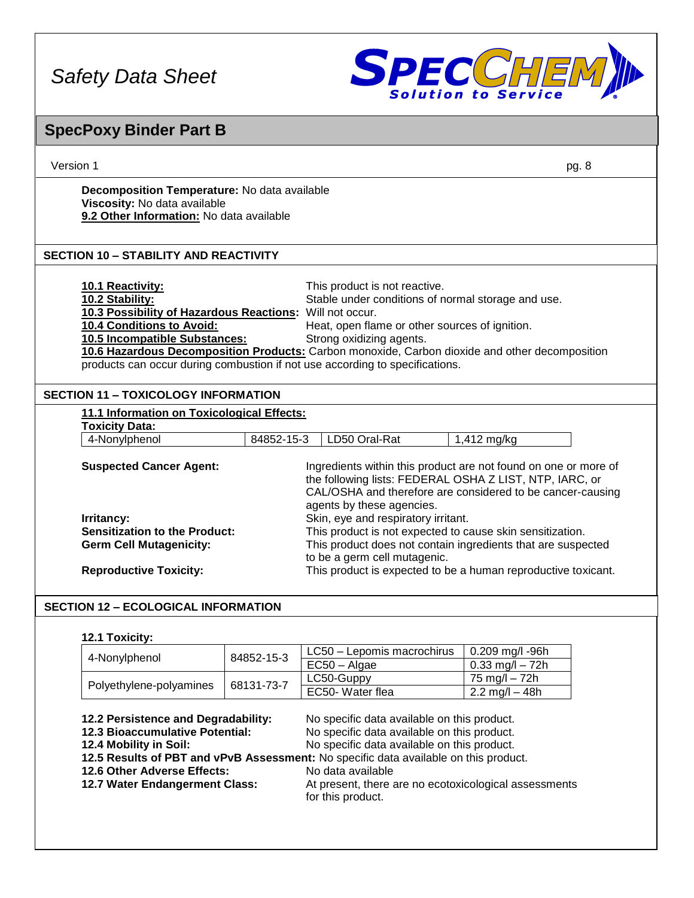**Decomposition Temperature:** No data available
**Viscosity:** No data available
**9.2 Other Information:** No data available

## SECTION 10 – STABILITY AND REACTIVITY

**10.1 Reactivity:** This product is not reactive.
**10.2 Stability:** Stable under conditions of normal storage and use.
**10.3 Possibility of Hazardous Reactions:** Will not occur.
**10.4 Conditions to Avoid:** Heat, open flame or other sources of ignition.
**10.5 Incompatible Substances:** Strong oxidizing agents.
**10.6 Hazardous Decomposition Products:** Carbon monoxide, Carbon dioxide and other decomposition products can occur during combustion if not use according to specifications.

## SECTION 11 – TOXICOLOGY INFORMATION

**11.1 Information on Toxicological Effects:**
**Toxicity Data:**

| | | | |
|---|---|---|---|
| 4-Nonylphenol | 84852-15-3 | LD50 Oral-Rat | 1,412 mg/kg |

**Suspected Cancer Agent:** Ingredients within this product are not found on one or more of the following lists: FEDERAL OSHA Z LIST, NTP, IARC, or CAL/OSHA and therefore are considered to be cancer-causing agents by these agencies.
**Irritancy:** Skin, eye and respiratory irritant.
**Sensitization to the Product:** This product is not expected to cause skin sensitization.
**Germ Cell Mutagenicity:** This product does not contain ingredients that are suspected to be a germ cell mutagenic.
**Reproductive Toxicity:** This product is expected to be a human reproductive toxicant.

## SECTION 12 – ECOLOGICAL INFORMATION

**12.1 Toxicity:**

| | | | |
|---|---|---|---|
| 4-Nonylphenol | 84852-15-3 | LC50 – Lepomis macrochirus | 0.209 mg/l -96h |
| | | EC50 – Algae | 0.33 mg/l – 72h |
| Polyethylene-polyamines | 68131-73-7 | LC50-Guppy | 75 mg/l – 72h |
| | | EC50- Water flea | 2.2 mg/l – 48h |

**12.2 Persistence and Degradability:** No specific data available on this product.
**12.3 Bioaccumulative Potential:** No specific data available on this product.
**12.4 Mobility in Soil:** No specific data available on this product.
**12.5 Results of PBT and vPvB Assessment:** No specific data available on this product.
**12.6 Other Adverse Effects:** No data available
**12.7 Water Endangerment Class:** At present, there are no ecotoxicological assessments for this product.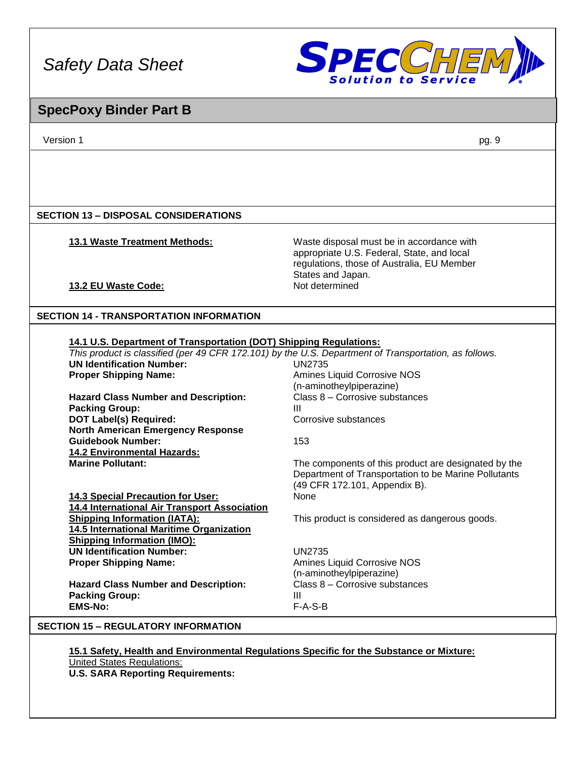## SECTION 13 – DISPOSAL CONSIDERATIONS

**13.1 Waste Treatment Methods:** Waste disposal must be in accordance with appropriate U.S. Federal, State, and local regulations, those of Australia, EU Member States and Japan.

**13.2 EU Waste Code:** Not determined

## SECTION 14 - TRANSPORTATION INFORMATION

**14.1 U.S. Department of Transportation (DOT) Shipping Regulations:**

*This product is classified (per 49 CFR 172.101) by the U.S. Department of Transportation, as follows.*

**UN Identification Number:** UN2735

**Proper Shipping Name:** Amines Liquid Corrosive NOS (n-aminotheylpiperazine)

**Hazard Class Number and Description:** Class 8 – Corrosive substances

**Packing Group:** III

**DOT Label(s) Required:** Corrosive substances

**North American Emergency Response Guidebook Number:** 153

**14.2 Environmental Hazards:**

**Marine Pollutant:** The components of this product are designated by the Department of Transportation to be Marine Pollutants (49 CFR 172.101, Appendix B).

**14.3 Special Precaution for User:** None

**14.4 International Air Transport Association Shipping Information (IATA):** This product is considered as dangerous goods.

**14.5 International Maritime Organization Shipping Information (IMO):**

**UN Identification Number:** UN2735

**Proper Shipping Name:** Amines Liquid Corrosive NOS (n-aminotheylpiperazine)

**Hazard Class Number and Description:** Class 8 – Corrosive substances

**Packing Group:** III

**EMS-No:** F-A-S-B

## SECTION 15 – REGULATORY INFORMATION

**15.1 Safety, Health and Environmental Regulations Specific for the Substance or Mixture:**

United States Regulations:

**U.S. SARA Reporting Requirements:**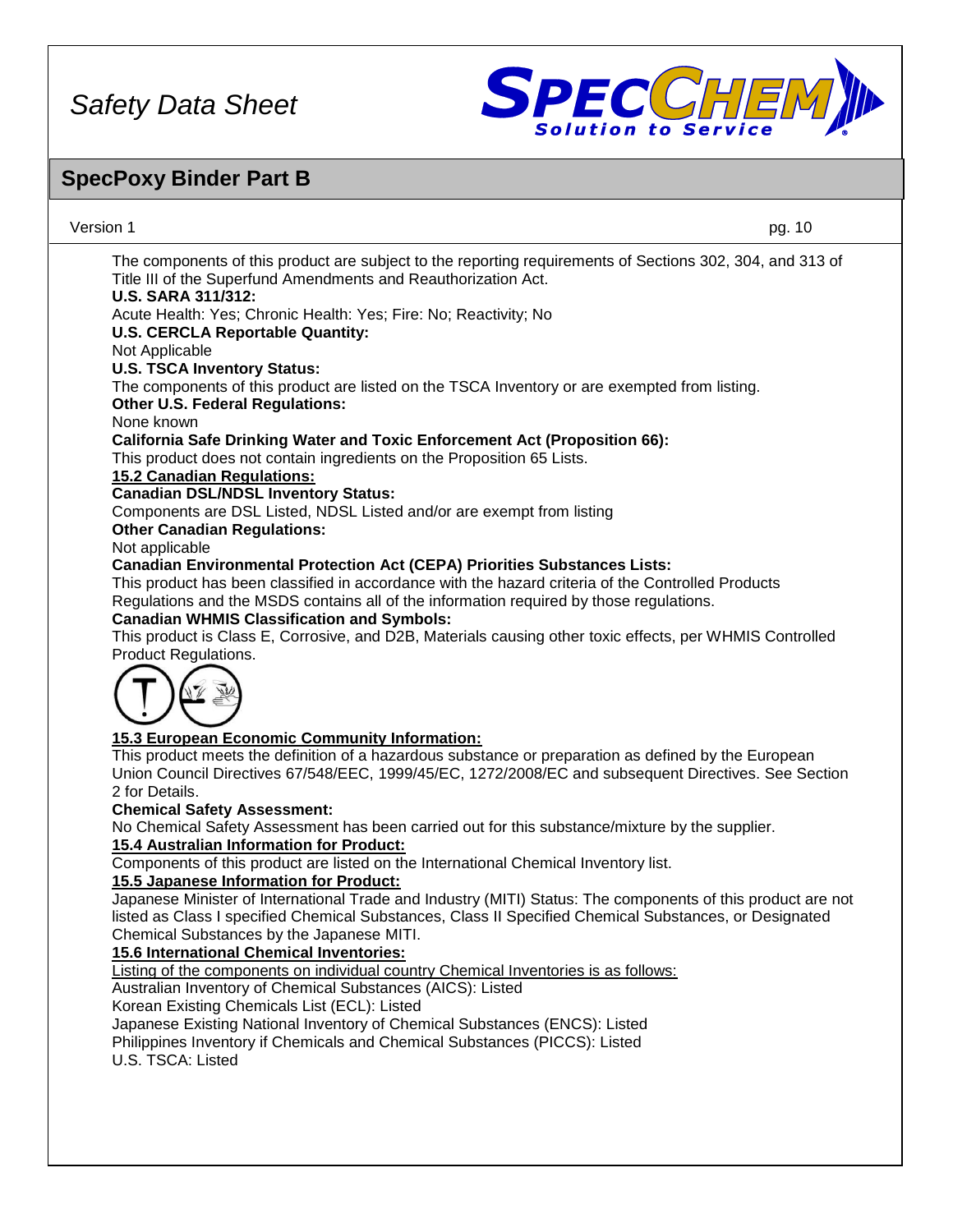The components of this product are subject to the reporting requirements of Sections 302, 304, and 313 of Title III of the Superfund Amendments and Reauthorization Act.

**U.S. SARA 311/312:**

Acute Health: Yes; Chronic Health: Yes; Fire: No; Reactivity; No

**U.S. CERCLA Reportable Quantity:**

Not Applicable

**U.S. TSCA Inventory Status:**

The components of this product are listed on the TSCA Inventory or are exempted from listing.

**Other U.S. Federal Regulations:**

None known

**California Safe Drinking Water and Toxic Enforcement Act (Proposition 66):**

This product does not contain ingredients on the Proposition 65 Lists.

**15.2 Canadian Regulations:**

**Canadian DSL/NDSL Inventory Status:**

Components are DSL Listed, NDSL Listed and/or are exempt from listing

**Other Canadian Regulations:**

Not applicable

**Canadian Environmental Protection Act (CEPA) Priorities Substances Lists:**

This product has been classified in accordance with the hazard criteria of the Controlled Products Regulations and the MSDS contains all of the information required by those regulations.

**Canadian WHMIS Classification and Symbols:**

This product is Class E, Corrosive, and D2B, Materials causing other toxic effects, per WHMIS Controlled Product Regulations.

**15.3 European Economic Community Information:**

This product meets the definition of a hazardous substance or preparation as defined by the European Union Council Directives 67/548/EEC, 1999/45/EC, 1272/2008/EC and subsequent Directives. See Section 2 for Details.

**Chemical Safety Assessment:**

No Chemical Safety Assessment has been carried out for this substance/mixture by the supplier.

**15.4 Australian Information for Product:**

Components of this product are listed on the International Chemical Inventory list.

**15.5 Japanese Information for Product:**

Japanese Minister of International Trade and Industry (MITI) Status: The components of this product are not listed as Class I specified Chemical Substances, Class II Specified Chemical Substances, or Designated Chemical Substances by the Japanese MITI.

**15.6 International Chemical Inventories:**

Listing of the components on individual country Chemical Inventories is as follows:

Australian Inventory of Chemical Substances (AICS): Listed

Korean Existing Chemicals List (ECL): Listed

Japanese Existing National Inventory of Chemical Substances (ENCS): Listed

Philippines Inventory if Chemicals and Chemical Substances (PICCS): Listed

U.S. TSCA: Listed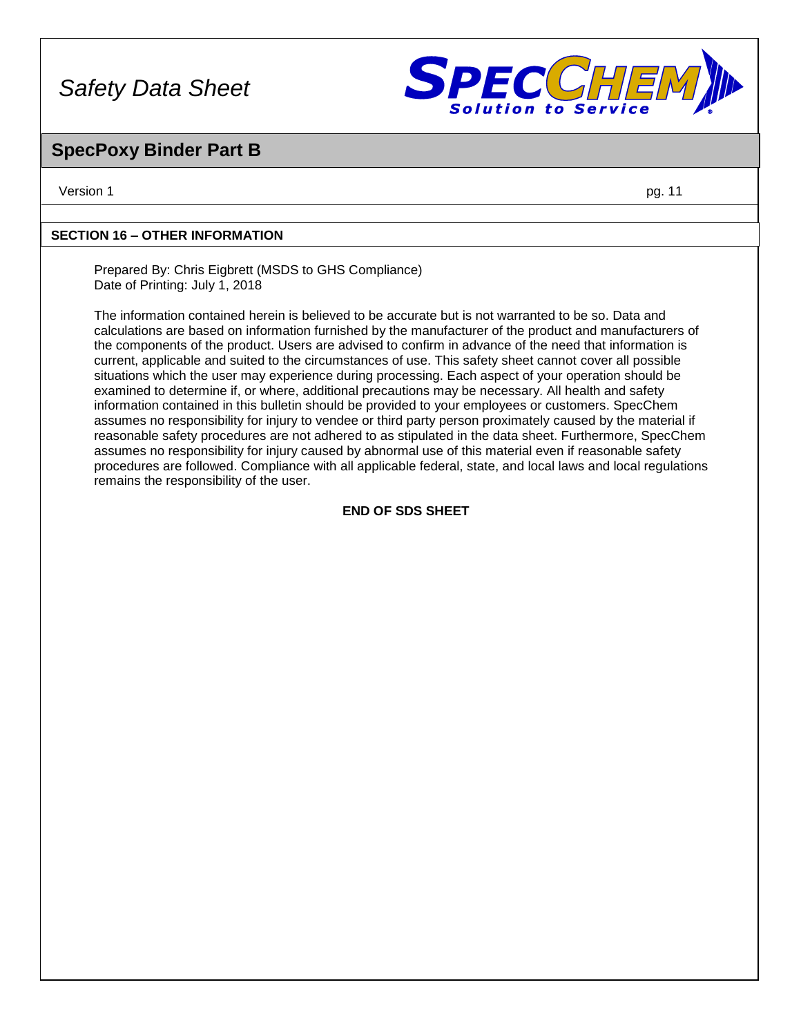## SECTION 16 – OTHER INFORMATION

Prepared By: Chris Eigbrett (MSDS to GHS Compliance)
Date of Printing: July 1, 2018

The information contained herein is believed to be accurate but is not warranted to be so. Data and calculations are based on information furnished by the manufacturer of the product and manufacturers of the components of the product. Users are advised to confirm in advance of the need that information is current, applicable and suited to the circumstances of use. This safety sheet cannot cover all possible situations which the user may experience during processing. Each aspect of your operation should be examined to determine if, or where, additional precautions may be necessary. All health and safety information contained in this bulletin should be provided to your employees or customers. SpecChem assumes no responsibility for injury to vendee or third party person proximately caused by the material if reasonable safety procedures are not adhered to as stipulated in the data sheet. Furthermore, SpecChem assumes no responsibility for injury caused by abnormal use of this material even if reasonable safety procedures are followed. Compliance with all applicable federal, state, and local laws and local regulations remains the responsibility of the user.

**END OF SDS SHEET**